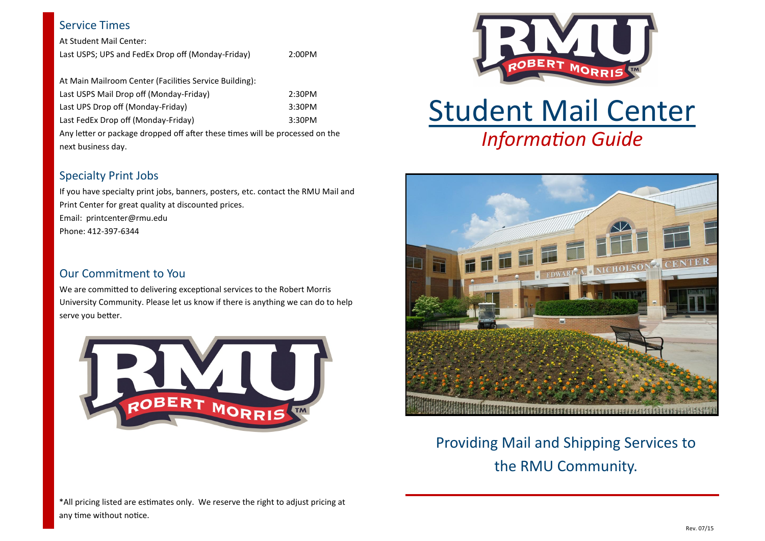## Service Times

At Student Mail Center:

| | |
|---|---|
| Last USPS; UPS and FedEx Drop off (Monday-Friday) | 2:00PM |

At Main Mailroom Center (Facilities Service Building):

| | |
|---|---|
| Last USPS Mail Drop off (Monday-Friday) | 2:30PM |
| Last UPS Drop off (Monday-Friday) | 3:30PM |
| Last FedEx Drop off (Monday-Friday) | 3:30PM |

Any letter or package dropped off after these times will be processed on the next business day.

## Specialty Print Jobs

If you have specialty print jobs, banners, posters, etc. contact the RMU Mail and Print Center for great quality at discounted prices.

Email: printcenter@rmu.edu

Phone: 412-397-6344

## Our Commitment to You

We are committed to delivering exceptional services to the Robert Morris University Community. Please let us know if there is anything we can do to help serve you better.

*All pricing listed are estimates only. We reserve the right to adjust pricing at any time without notice.

# Student Mail Center

*Information Guide*

Providing Mail and Shipping Services to the RMU Community.

Rev. 07/15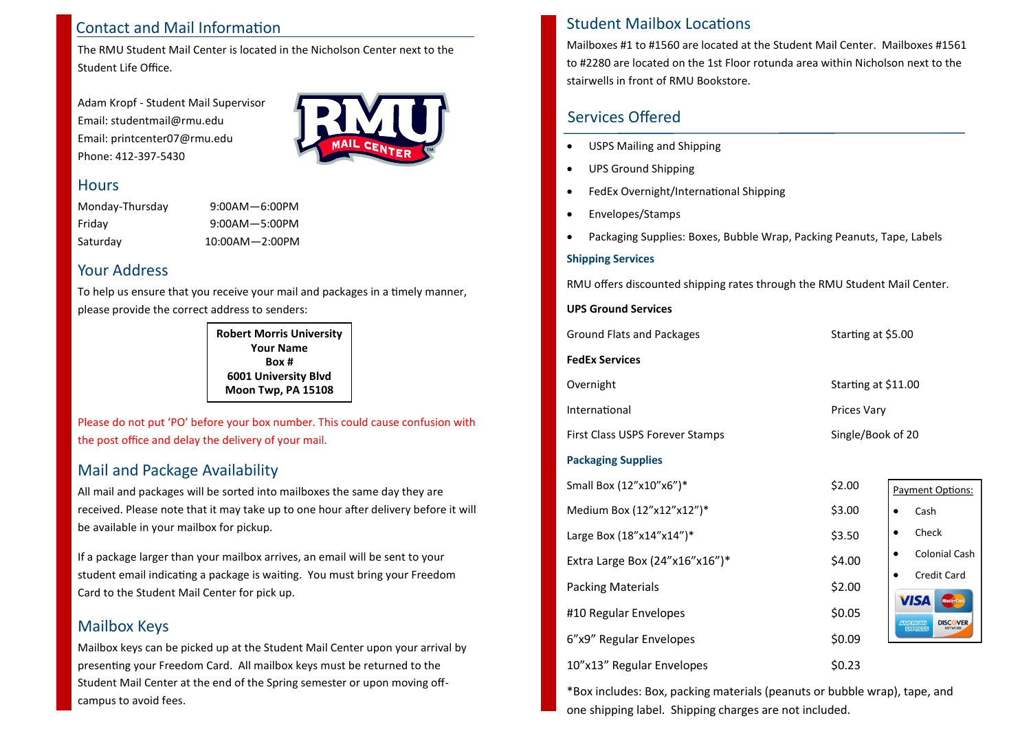## Contact and Mail Information

The RMU Student Mail Center is located in the Nicholson Center next to the Student Life Office.

Adam Kropf - Student Mail Supervisor
Email: studentmail@rmu.edu
Email: printcenter07@rmu.edu
Phone: 412-397-5430

RMU MAIL CENTER

## Hours

| | |
|---|---|
| Monday-Thursday | 9:00AM—6:00PM |
| Friday | 9:00AM—5:00PM |
| Saturday | 10:00AM—2:00PM |

## Your Address

To help us ensure that you receive your mail and packages in a timely manner, please provide the correct address to senders:

**Robert Morris University**
**Your Name**
**Box #**
**6001 University Blvd**
**Moon Twp, PA 15108**

Please do not put 'PO' before your box number. This could cause confusion with the post office and delay the delivery of your mail.

## Mail and Package Availability

All mail and packages will be sorted into mailboxes the same day they are received. Please note that it may take up to one hour after delivery before it will be available in your mailbox for pickup.

If a package larger than your mailbox arrives, an email will be sent to your student email indicating a package is waiting. You must bring your Freedom Card to the Student Mail Center for pick up.

## Mailbox Keys

Mailbox keys can be picked up at the Student Mail Center upon your arrival by presenting your Freedom Card. All mailbox keys must be returned to the Student Mail Center at the end of the Spring semester or upon moving off-campus to avoid fees.

## Student Mailbox Locations

Mailboxes #1 to #1560 are located at the Student Mail Center. Mailboxes #1561 to #2280 are located on the 1st Floor rotunda area within Nicholson next to the stairwells in front of RMU Bookstore.

## Services Offered

- USPS Mailing and Shipping
- UPS Ground Shipping
- FedEx Overnight/International Shipping
- Envelopes/Stamps
- Packaging Supplies: Boxes, Bubble Wrap, Packing Peanuts, Tape, Labels

### Shipping Services

RMU offers discounted shipping rates through the RMU Student Mail Center.

| | |
|---|---|
| **UPS Ground Services** | |
| Ground Flats and Packages | Starting at $5.00 |
| **FedEx Services** | |
| Overnight | Starting at $11.00 |
| International | Prices Vary |
| First Class USPS Forever Stamps | Single/Book of 20 |

### Packaging Supplies

| | |
|---|---|
| Small Box (12"x10"x6")* | $2.00 |
| Medium Box (12"x12"x12")* | $3.00 |
| Large Box (18"x14"x14")* | $3.50 |
| Extra Large Box (24"x16"x16")* | $4.00 |
| Packing Materials | $2.00 |
| #10 Regular Envelopes | $0.05 |
| 6"x9" Regular Envelopes | $0.09 |
| 10"x13" Regular Envelopes | $0.23 |

Payment Options:

- Cash
- Check
- Colonial Cash
- Credit Card

VISA MasterCard AMERICAN EXPRESS DISCOVER NETWORK

*Box includes: Box, packing materials (peanuts or bubble wrap), tape, and one shipping label. Shipping charges are not included.